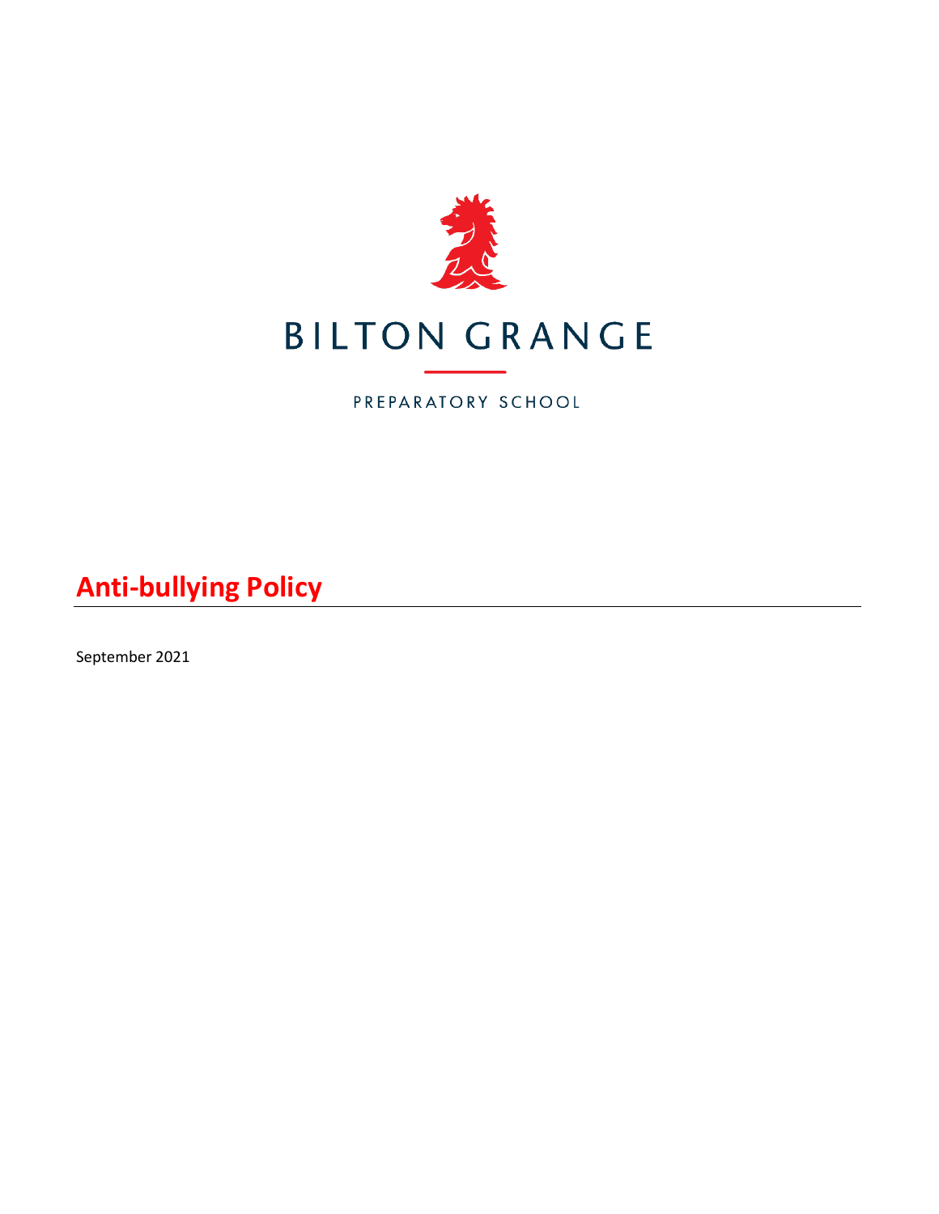BILTON GRANGE

PREPARATORY SCHOOL

# Anti-bullying Policy

September 2021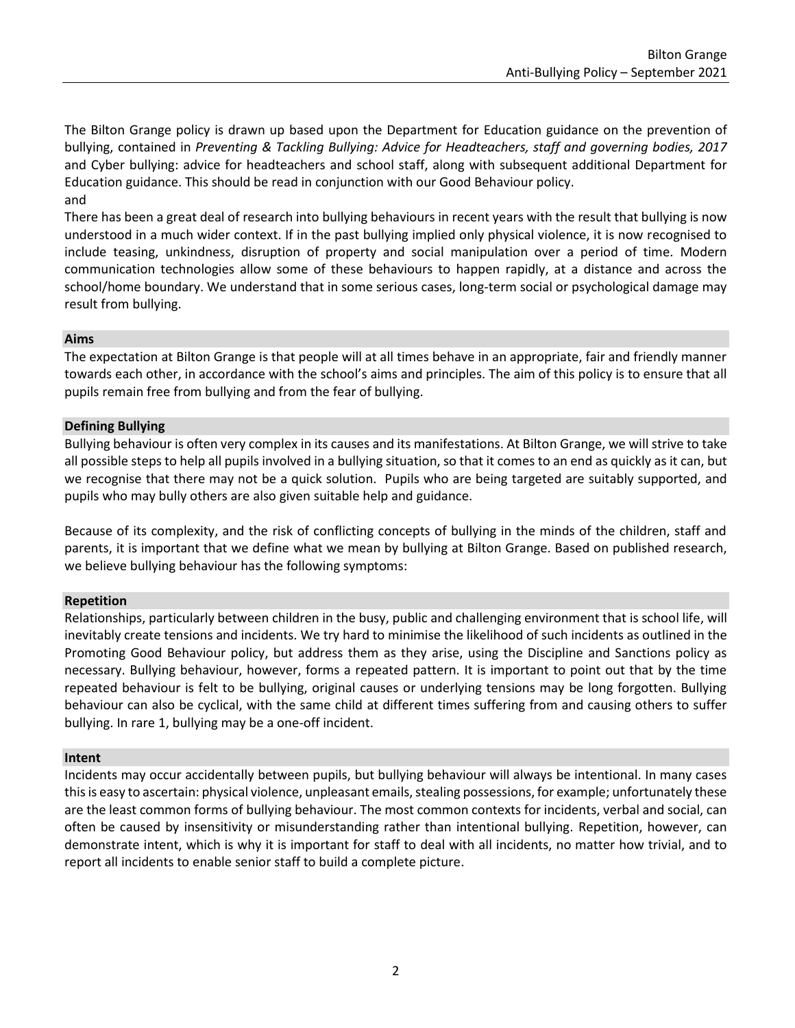The Bilton Grange policy is drawn up based upon the Department for Education guidance on the prevention of bullying, contained in *Preventing & Tackling Bullying: Advice for Headteachers, staff and governing bodies, 2017* and Cyber bullying: advice for headteachers and school staff, along with subsequent additional Department for Education guidance. This should be read in conjunction with our Good Behaviour policy.
and

There has been a great deal of research into bullying behaviours in recent years with the result that bullying is now understood in a much wider context. If in the past bullying implied only physical violence, it is now recognised to include teasing, unkindness, disruption of property and social manipulation over a period of time. Modern communication technologies allow some of these behaviours to happen rapidly, at a distance and across the school/home boundary. We understand that in some serious cases, long-term social or psychological damage may result from bullying.

## Aims

The expectation at Bilton Grange is that people will at all times behave in an appropriate, fair and friendly manner towards each other, in accordance with the school's aims and principles. The aim of this policy is to ensure that all pupils remain free from bullying and from the fear of bullying.

## Defining Bullying

Bullying behaviour is often very complex in its causes and its manifestations. At Bilton Grange, we will strive to take all possible steps to help all pupils involved in a bullying situation, so that it comes to an end as quickly as it can, but we recognise that there may not be a quick solution. Pupils who are being targeted are suitably supported, and pupils who may bully others are also given suitable help and guidance.

Because of its complexity, and the risk of conflicting concepts of bullying in the minds of the children, staff and parents, it is important that we define what we mean by bullying at Bilton Grange. Based on published research, we believe bullying behaviour has the following symptoms:

## Repetition

Relationships, particularly between children in the busy, public and challenging environment that is school life, will inevitably create tensions and incidents. We try hard to minimise the likelihood of such incidents as outlined in the Promoting Good Behaviour policy, but address them as they arise, using the Discipline and Sanctions policy as necessary. Bullying behaviour, however, forms a repeated pattern. It is important to point out that by the time repeated behaviour is felt to be bullying, original causes or underlying tensions may be long forgotten. Bullying behaviour can also be cyclical, with the same child at different times suffering from and causing others to suffer bullying. In rare 1, bullying may be a one-off incident.

## Intent

Incidents may occur accidentally between pupils, but bullying behaviour will always be intentional. In many cases this is easy to ascertain: physical violence, unpleasant emails, stealing possessions, for example; unfortunately these are the least common forms of bullying behaviour. The most common contexts for incidents, verbal and social, can often be caused by insensitivity or misunderstanding rather than intentional bullying. Repetition, however, can demonstrate intent, which is why it is important for staff to deal with all incidents, no matter how trivial, and to report all incidents to enable senior staff to build a complete picture.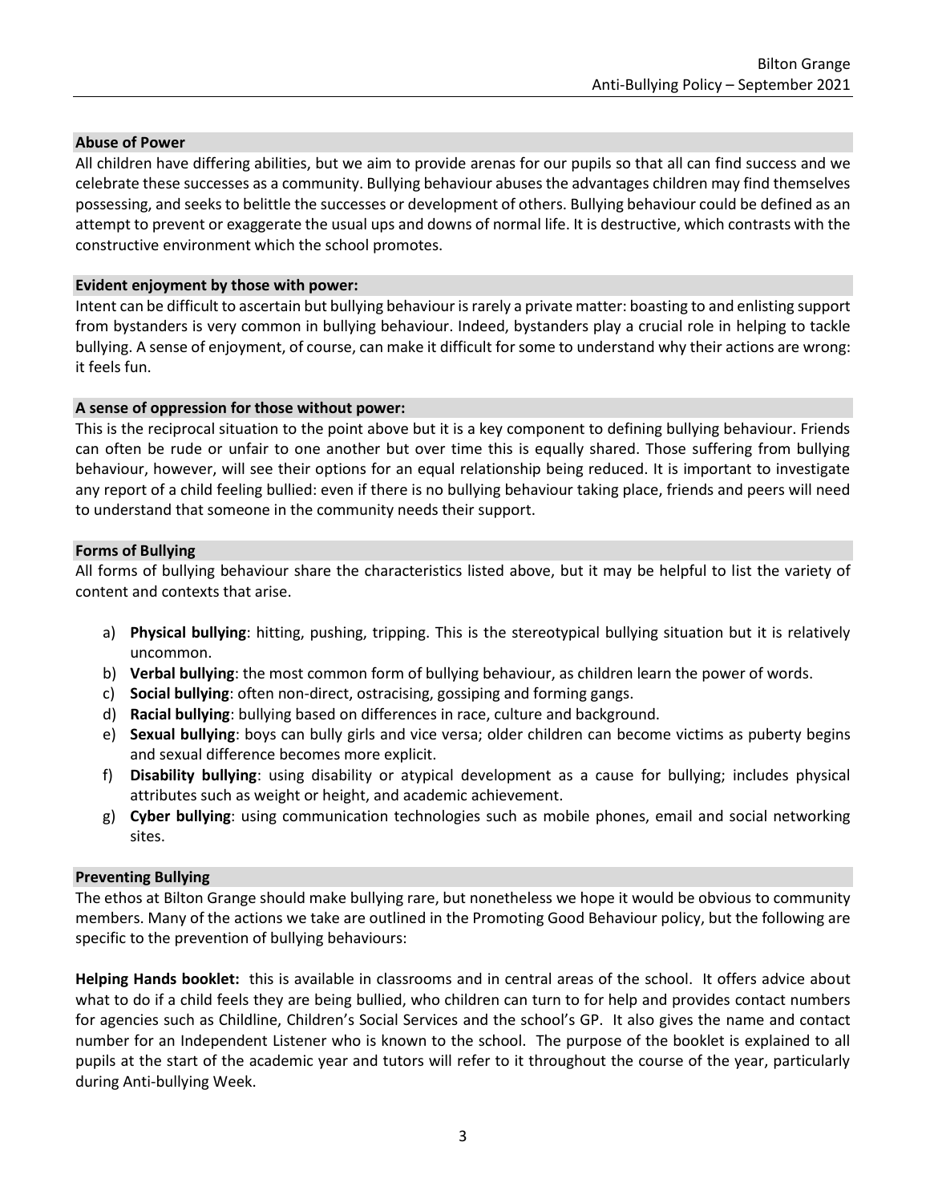### Abuse of Power

All children have differing abilities, but we aim to provide arenas for our pupils so that all can find success and we celebrate these successes as a community. Bullying behaviour abuses the advantages children may find themselves possessing, and seeks to belittle the successes or development of others. Bullying behaviour could be defined as an attempt to prevent or exaggerate the usual ups and downs of normal life. It is destructive, which contrasts with the constructive environment which the school promotes.

### Evident enjoyment by those with power:

Intent can be difficult to ascertain but bullying behaviour is rarely a private matter: boasting to and enlisting support from bystanders is very common in bullying behaviour. Indeed, bystanders play a crucial role in helping to tackle bullying. A sense of enjoyment, of course, can make it difficult for some to understand why their actions are wrong: it feels fun.

### A sense of oppression for those without power:

This is the reciprocal situation to the point above but it is a key component to defining bullying behaviour. Friends can often be rude or unfair to one another but over time this is equally shared. Those suffering from bullying behaviour, however, will see their options for an equal relationship being reduced. It is important to investigate any report of a child feeling bullied: even if there is no bullying behaviour taking place, friends and peers will need to understand that someone in the community needs their support.

### Forms of Bullying

All forms of bullying behaviour share the characteristics listed above, but it may be helpful to list the variety of content and contexts that arise.

a) **Physical bullying**: hitting, pushing, tripping. This is the stereotypical bullying situation but it is relatively uncommon.
b) **Verbal bullying**: the most common form of bullying behaviour, as children learn the power of words.
c) **Social bullying**: often non-direct, ostracising, gossiping and forming gangs.
d) **Racial bullying**: bullying based on differences in race, culture and background.
e) **Sexual bullying**: boys can bully girls and vice versa; older children can become victims as puberty begins and sexual difference becomes more explicit.
f) **Disability bullying**: using disability or atypical development as a cause for bullying; includes physical attributes such as weight or height, and academic achievement.
g) **Cyber bullying**: using communication technologies such as mobile phones, email and social networking sites.

### Preventing Bullying

The ethos at Bilton Grange should make bullying rare, but nonetheless we hope it would be obvious to community members. Many of the actions we take are outlined in the Promoting Good Behaviour policy, but the following are specific to the prevention of bullying behaviours:

**Helping Hands booklet:** this is available in classrooms and in central areas of the school. It offers advice about what to do if a child feels they are being bullied, who children can turn to for help and provides contact numbers for agencies such as Childline, Children's Social Services and the school's GP. It also gives the name and contact number for an Independent Listener who is known to the school. The purpose of the booklet is explained to all pupils at the start of the academic year and tutors will refer to it throughout the course of the year, particularly during Anti-bullying Week.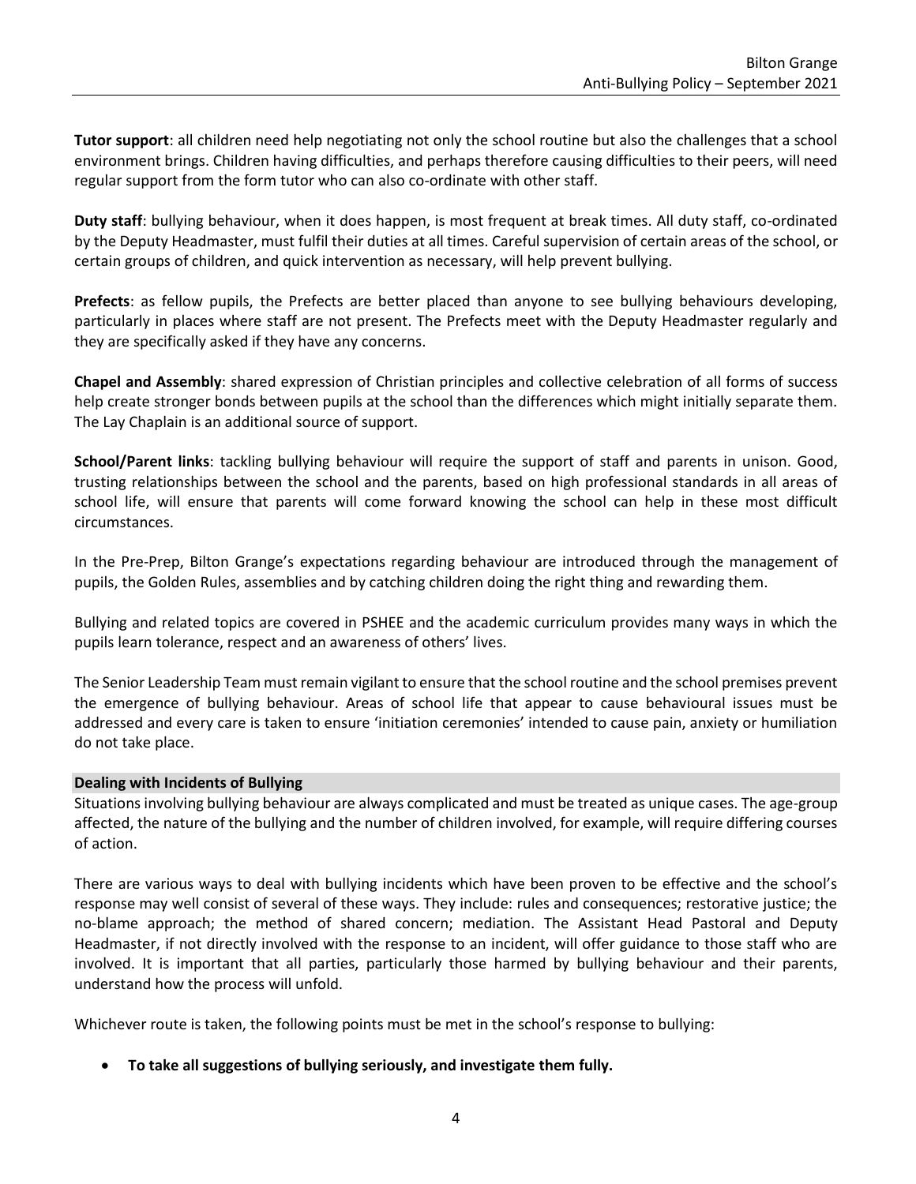**Tutor support**: all children need help negotiating not only the school routine but also the challenges that a school environment brings. Children having difficulties, and perhaps therefore causing difficulties to their peers, will need regular support from the form tutor who can also co-ordinate with other staff.

**Duty staff**: bullying behaviour, when it does happen, is most frequent at break times. All duty staff, co-ordinated by the Deputy Headmaster, must fulfil their duties at all times. Careful supervision of certain areas of the school, or certain groups of children, and quick intervention as necessary, will help prevent bullying.

**Prefects**: as fellow pupils, the Prefects are better placed than anyone to see bullying behaviours developing, particularly in places where staff are not present. The Prefects meet with the Deputy Headmaster regularly and they are specifically asked if they have any concerns.

**Chapel and Assembly**: shared expression of Christian principles and collective celebration of all forms of success help create stronger bonds between pupils at the school than the differences which might initially separate them. The Lay Chaplain is an additional source of support.

**School/Parent links**: tackling bullying behaviour will require the support of staff and parents in unison. Good, trusting relationships between the school and the parents, based on high professional standards in all areas of school life, will ensure that parents will come forward knowing the school can help in these most difficult circumstances.

In the Pre-Prep, Bilton Grange's expectations regarding behaviour are introduced through the management of pupils, the Golden Rules, assemblies and by catching children doing the right thing and rewarding them.

Bullying and related topics are covered in PSHEE and the academic curriculum provides many ways in which the pupils learn tolerance, respect and an awareness of others' lives.

The Senior Leadership Team must remain vigilant to ensure that the school routine and the school premises prevent the emergence of bullying behaviour. Areas of school life that appear to cause behavioural issues must be addressed and every care is taken to ensure 'initiation ceremonies' intended to cause pain, anxiety or humiliation do not take place.

## Dealing with Incidents of Bullying

Situations involving bullying behaviour are always complicated and must be treated as unique cases. The age-group affected, the nature of the bullying and the number of children involved, for example, will require differing courses of action.

There are various ways to deal with bullying incidents which have been proven to be effective and the school's response may well consist of several of these ways. They include: rules and consequences; restorative justice; the no-blame approach; the method of shared concern; mediation. The Assistant Head Pastoral and Deputy Headmaster, if not directly involved with the response to an incident, will offer guidance to those staff who are involved. It is important that all parties, particularly those harmed by bullying behaviour and their parents, understand how the process will unfold.

Whichever route is taken, the following points must be met in the school's response to bullying:

- **To take all suggestions of bullying seriously, and investigate them fully.**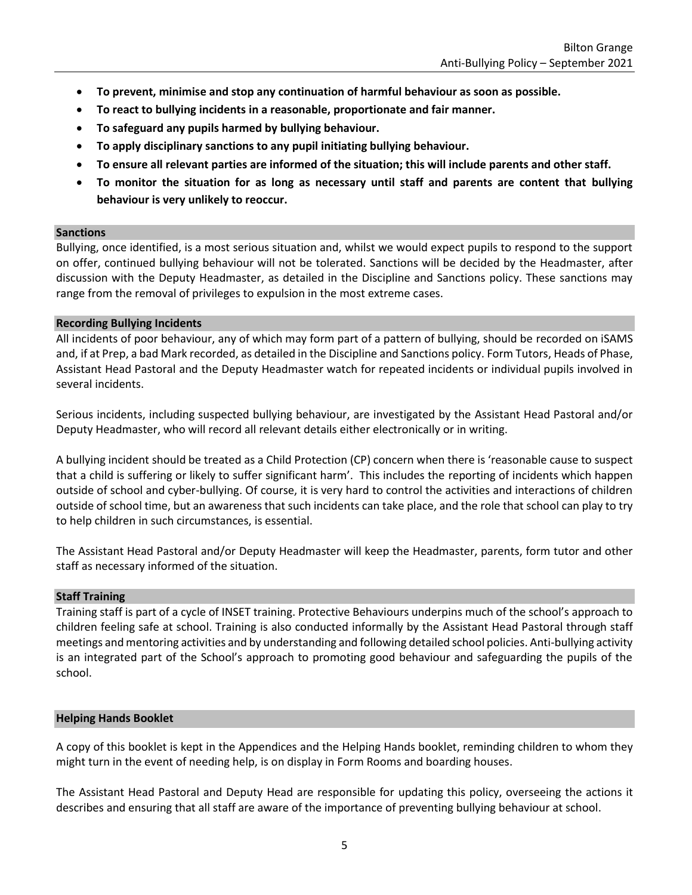- **To prevent, minimise and stop any continuation of harmful behaviour as soon as possible.**
- **To react to bullying incidents in a reasonable, proportionate and fair manner.**
- **To safeguard any pupils harmed by bullying behaviour.**
- **To apply disciplinary sanctions to any pupil initiating bullying behaviour.**
- **To ensure all relevant parties are informed of the situation; this will include parents and other staff.**
- **To monitor the situation for as long as necessary until staff and parents are content that bullying behaviour is very unlikely to reoccur.**

## Sanctions

Bullying, once identified, is a most serious situation and, whilst we would expect pupils to respond to the support on offer, continued bullying behaviour will not be tolerated. Sanctions will be decided by the Headmaster, after discussion with the Deputy Headmaster, as detailed in the Discipline and Sanctions policy. These sanctions may range from the removal of privileges to expulsion in the most extreme cases.

## Recording Bullying Incidents

All incidents of poor behaviour, any of which may form part of a pattern of bullying, should be recorded on iSAMS and, if at Prep, a bad Mark recorded, as detailed in the Discipline and Sanctions policy. Form Tutors, Heads of Phase, Assistant Head Pastoral and the Deputy Headmaster watch for repeated incidents or individual pupils involved in several incidents.

Serious incidents, including suspected bullying behaviour, are investigated by the Assistant Head Pastoral and/or Deputy Headmaster, who will record all relevant details either electronically or in writing.

A bullying incident should be treated as a Child Protection (CP) concern when there is 'reasonable cause to suspect that a child is suffering or likely to suffer significant harm'. This includes the reporting of incidents which happen outside of school and cyber-bullying. Of course, it is very hard to control the activities and interactions of children outside of school time, but an awareness that such incidents can take place, and the role that school can play to try to help children in such circumstances, is essential.

The Assistant Head Pastoral and/or Deputy Headmaster will keep the Headmaster, parents, form tutor and other staff as necessary informed of the situation.

## Staff Training

Training staff is part of a cycle of INSET training. Protective Behaviours underpins much of the school's approach to children feeling safe at school. Training is also conducted informally by the Assistant Head Pastoral through staff meetings and mentoring activities and by understanding and following detailed school policies. Anti-bullying activity is an integrated part of the School's approach to promoting good behaviour and safeguarding the pupils of the school.

## Helping Hands Booklet

A copy of this booklet is kept in the Appendices and the Helping Hands booklet, reminding children to whom they might turn in the event of needing help, is on display in Form Rooms and boarding houses.

The Assistant Head Pastoral and Deputy Head are responsible for updating this policy, overseeing the actions it describes and ensuring that all staff are aware of the importance of preventing bullying behaviour at school.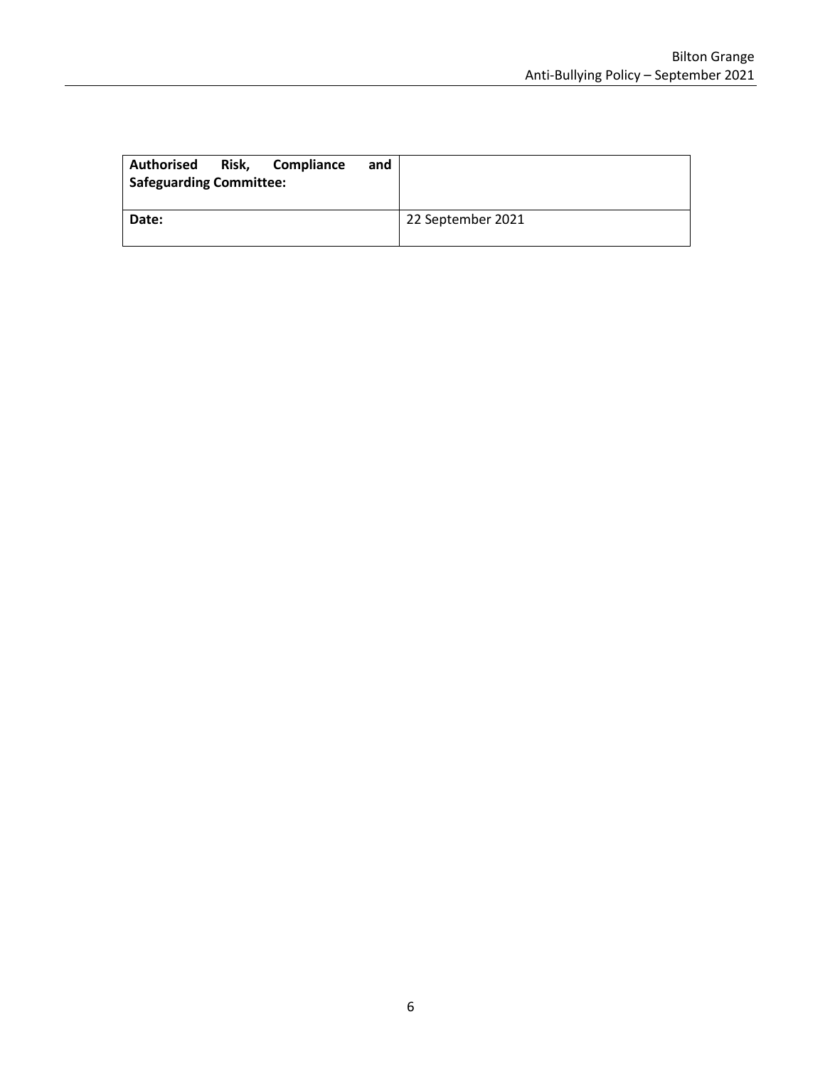| | |
|---|---|
| **Authorised Risk, Compliance and Safeguarding Committee:** | |
| **Date:** | 22 September 2021 |